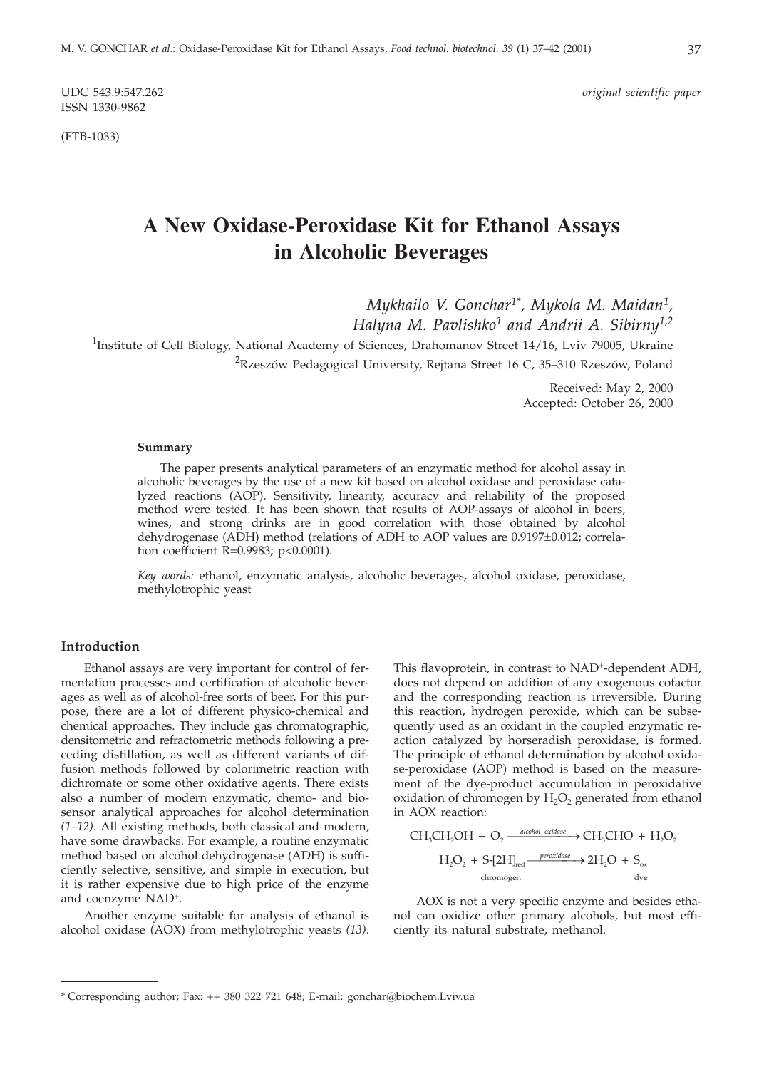UDC 543.9:547.262
ISSN 1330-9862

*original scientific paper*

(FTB-1033)

# A New Oxidase-Peroxidase Kit for Ethanol Assays in Alcoholic Beverages

*Mykhailo V. Gonchar[1*], Mykola M. Maidan[1], Halyna M. Pavlishko[1] and Andrii A. Sibirny[1,2]*

[1]Institute of Cell Biology, National Academy of Sciences, Drahomanov Street 14/16, Lviv 79005, Ukraine

[2]Rzeszów Pedagogical University, Rejtana Street 16 C, 35–310 Rzeszów, Poland

Received: May 2, 2000
Accepted: October 26, 2000

### Summary

The paper presents analytical parameters of an enzymatic method for alcohol assay in alcoholic beverages by the use of a new kit based on alcohol oxidase and peroxidase catalyzed reactions (AOP). Sensitivity, linearity, accuracy and reliability of the proposed method were tested. It has been shown that results of AOP-assays of alcohol in beers, wines, and strong drinks are in good correlation with those obtained by alcohol dehydrogenase (ADH) method (relations of ADH to AOP values are 0.9197±0.012; correlation coefficient R=0.9983; p<0.0001).

*Key words:* ethanol, enzymatic analysis, alcoholic beverages, alcohol oxidase, peroxidase, methylotrophic yeast

## Introduction

Ethanol assays are very important for control of fermentation processes and certification of alcoholic beverages as well as of alcohol-free sorts of beer. For this purpose, there are a lot of different physico-chemical and chemical approaches. They include gas chromatographic, densitometric and refractometric methods following a preceding distillation, as well as different variants of diffusion methods followed by colorimetric reaction with dichromate or some other oxidative agents. There exists also a number of modern enzymatic, chemo- and biosensor analytical approaches for alcohol determination *(1–12)*. All existing methods, both classical and modern, have some drawbacks. For example, a routine enzymatic method based on alcohol dehydrogenase (ADH) is sufficiently selective, sensitive, and simple in execution, but it is rather expensive due to high price of the enzyme and coenzyme $NAD^+$.

Another enzyme suitable for analysis of ethanol is alcohol oxidase (AOX) from methylotrophic yeasts *(13)*. This flavoprotein, in contrast to $NAD^+$-dependent ADH, does not depend on addition of any exogenous cofactor and the corresponding reaction is irreversible. During this reaction, hydrogen peroxide, which can be subsequently used as an oxidant in the coupled enzymatic reaction catalyzed by horseradish peroxidase, is formed. The principle of ethanol determination by alcohol oxidase-peroxidase (AOP) method is based on the measurement of the dye-product accumulation in peroxidative oxidation of chromogen by $H_2O_2$ generated from ethanol in AOX reaction:

$$CH_3CH_2OH + O_2 \xrightarrow{\text{alcohol oxidase}} CH_3CHO + H_2O_2$$

$$\underset{\text{}}{H_2O_2} + \underset{\text{chromogen}}{S\text{-}[2H]_{red}} \xrightarrow{\text{peroxidase}} 2H_2O + \underset{\text{dye}}{S_{ox}}$$

AOX is not a very specific enzyme and besides ethanol can oxidize other primary alcohols, but most efficiently its natural substrate, methanol.

---

\* Corresponding author; Fax: ++ 380 322 721 648; E-mail: gonchar@biochem.Lviv.ua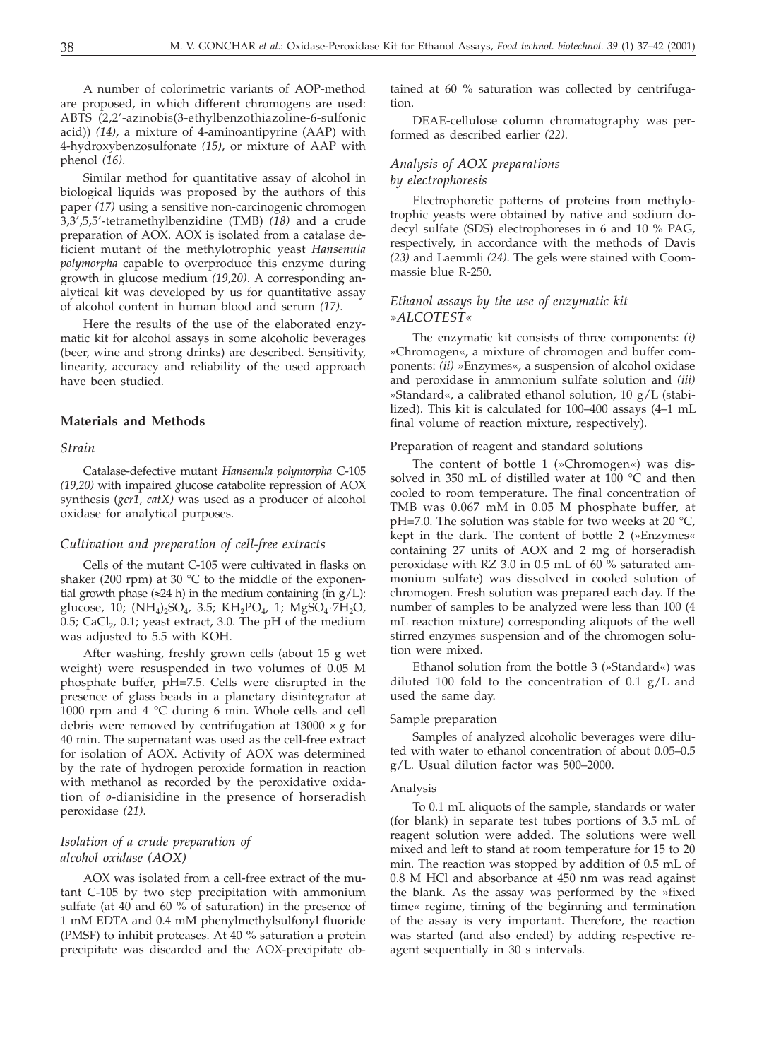A number of colorimetric variants of AOP-method are proposed, in which different chromogens are used: ABTS (2,2'-azinobis(3-ethylbenzothiazoline-6-sulfonic acid)) *(14)*, a mixture of 4-aminoantipyrine (AAP) with 4-hydroxybenzosulfonate *(15)*, or mixture of AAP with phenol *(16)*.

Similar method for quantitative assay of alcohol in biological liquids was proposed by the authors of this paper *(17)* using a sensitive non-carcinogenic chromogen 3,3',5,5'-tetramethylbenzidine (TMB) *(18)* and a crude preparation of AOX. AOX is isolated from a catalase deficient mutant of the methylotrophic yeast *Hansenula polymorpha* capable to overproduce this enzyme during growth in glucose medium *(19,20)*. A corresponding analytical kit was developed by us for quantitative assay of alcohol content in human blood and serum *(17)*.

Here the results of the use of the elaborated enzymatic kit for alcohol assays in some alcoholic beverages (beer, wine and strong drinks) are described. Sensitivity, linearity, accuracy and reliability of the used approach have been studied.

## Materials and Methods

### *Strain*

Catalase-defective mutant *Hansenula polymorpha* C-105 *(19,20)* with impaired *g*lucose *c*atabolite *r*epression of AOX synthesis (*gcr1, catX)* was used as a producer of alcohol oxidase for analytical purposes.

### *Cultivation and preparation of cell-free extracts*

Cells of the mutant C-105 were cultivated in flasks on shaker (200 rpm) at 30 °C to the middle of the exponential growth phase (≈24 h) in the medium containing (in g/L): glucose, 10; $(NH_4)_2SO_4$, 3.5; $KH_2PO_4$, 1; $MgSO_4 \cdot 7H_2O$, 0.5; $CaCl_2$, 0.1; yeast extract, 3.0. The pH of the medium was adjusted to 5.5 with KOH.

After washing, freshly grown cells (about 15 g wet weight) were resuspended in two volumes of 0.05 M phosphate buffer, pH=7.5. Cells were disrupted in the presence of glass beads in a planetary disintegrator at 1000 rpm and 4 °C during 6 min. Whole cells and cell debris were removed by centrifugation at 13000 × *g* for 40 min. The supernatant was used as the cell-free extract for isolation of AOX. Activity of AOX was determined by the rate of hydrogen peroxide formation in reaction with methanol as recorded by the peroxidative oxidation of *o*-dianisidine in the presence of horseradish peroxidase *(21)*.

### *Isolation of a crude preparation of alcohol oxidase (AOX)*

AOX was isolated from a cell-free extract of the mutant C-105 by two step precipitation with ammonium sulfate (at 40 and 60 % of saturation) in the presence of 1 mM EDTA and 0.4 mM phenylmethylsulfonyl fluoride (PMSF) to inhibit proteases. At 40 % saturation a protein precipitate was discarded and the AOX-precipitate obtained at 60 % saturation was collected by centrifugation.

DEAE-cellulose column chromatography was performed as described earlier *(22)*.

### *Analysis of AOX preparations by electrophoresis*

Electrophoretic patterns of proteins from methylotrophic yeasts were obtained by native and sodium dodecyl sulfate (SDS) electrophoreses in 6 and 10 % PAG, respectively, in accordance with the methods of Davis *(23)* and Laemmli *(24)*. The gels were stained with Coommassie blue R-250.

### *Ethanol assays by the use of enzymatic kit »ALCOTEST«*

The enzymatic kit consists of three components: *(i)* »Chromogen«, a mixture of chromogen and buffer components: *(ii)* »Enzymes«, a suspension of alcohol oxidase and peroxidase in ammonium sulfate solution and *(iii)* »Standard«, a calibrated ethanol solution, 10 g/L (stabilized). This kit is calculated for 100–400 assays (4–1 mL final volume of reaction mixture, respectively).

#### Preparation of reagent and standard solutions

The content of bottle 1 (»Chromogen«) was dissolved in 350 mL of distilled water at 100 °C and then cooled to room temperature. The final concentration of TMB was 0.067 mM in 0.05 M phosphate buffer, at pH=7.0. The solution was stable for two weeks at 20 °C, kept in the dark. The content of bottle 2 (»Enzymes« containing 27 units of AOX and 2 mg of horseradish peroxidase with RZ 3.0 in 0.5 mL of 60 % saturated ammonium sulfate) was dissolved in cooled solution of chromogen. Fresh solution was prepared each day. If the number of samples to be analyzed were less than 100 (4 mL reaction mixture) corresponding aliquots of the well stirred enzymes suspension and of the chromogen solution were mixed.

Ethanol solution from the bottle 3 (»Standard«) was diluted 100 fold to the concentration of 0.1 g/L and used the same day.

#### Sample preparation

Samples of analyzed alcoholic beverages were diluted with water to ethanol concentration of about 0.05–0.5 g/L. Usual dilution factor was 500–2000.

#### Analysis

To 0.1 mL aliquots of the sample, standards or water (for blank) in separate test tubes portions of 3.5 mL of reagent solution were added. The solutions were well mixed and left to stand at room temperature for 15 to 20 min. The reaction was stopped by addition of 0.5 mL of 0.8 M HCl and absorbance at 450 nm was read against the blank. As the assay was performed by the »fixed time« regime, timing of the beginning and termination of the assay is very important. Therefore, the reaction was started (and also ended) by adding respective reagent sequentially in 30 s intervals.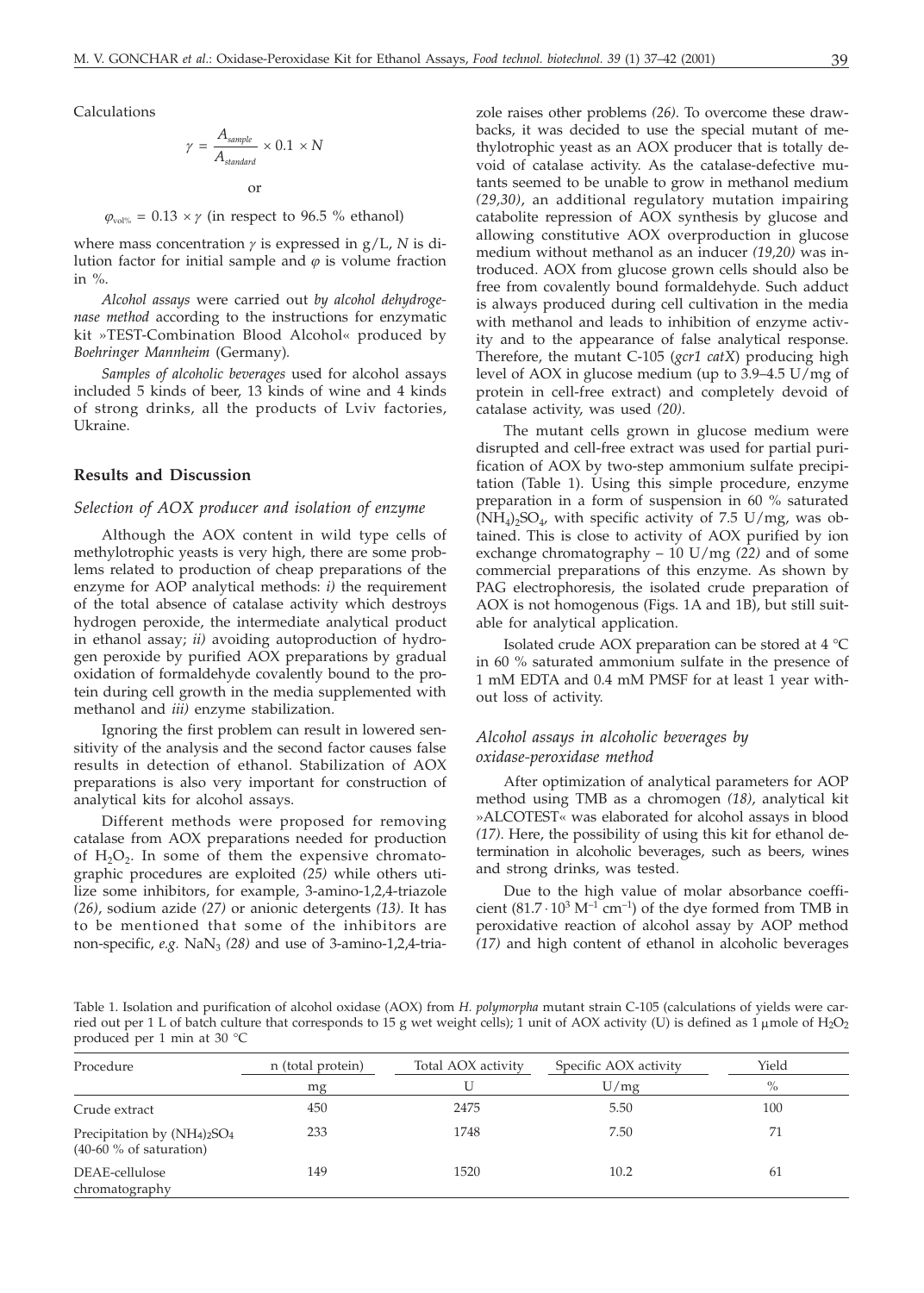Calculations

$$\gamma = \frac{A_{sample}}{A_{standard}} \times 0.1 \times N$$

or

$\varphi_{vol\%} = 0.13 \times \gamma$ (in respect to 96.5 % ethanol)

where mass concentration $\gamma$ is expressed in g/L, $N$ is dilution factor for initial sample and $\varphi$ is volume fraction in %.

*Alcohol assays* were carried out *by alcohol dehydrogenase method* according to the instructions for enzymatic kit »TEST-Combination Blood Alcohol« produced by *Boehringer Mannheim* (Germany).

*Samples of alcoholic beverages* used for alcohol assays included 5 kinds of beer, 13 kinds of wine and 4 kinds of strong drinks, all the products of Lviv factories, Ukraine.

## Results and Discussion

### *Selection of AOX producer and isolation of enzyme*

Although the AOX content in wild type cells of methylotrophic yeasts is very high, there are some problems related to production of cheap preparations of the enzyme for AOP analytical methods: *i)* the requirement of the total absence of catalase activity which destroys hydrogen peroxide, the intermediate analytical product in ethanol assay; *ii)* avoiding autoproduction of hydrogen peroxide by purified AOX preparations by gradual oxidation of formaldehyde covalently bound to the protein during cell growth in the media supplemented with methanol and *iii)* enzyme stabilization.

Ignoring the first problem can result in lowered sensitivity of the analysis and the second factor causes false results in detection of ethanol. Stabilization of AOX preparations is also very important for construction of analytical kits for alcohol assays.

Different methods were proposed for removing catalase from AOX preparations needed for production of $H_2O_2$. In some of them the expensive chromatographic procedures are exploited *(25)* while others utilize some inhibitors, for example, 3-amino-1,2,4-triazole *(26)*, sodium azide *(27)* or anionic detergents *(13)*. It has to be mentioned that some of the inhibitors are non-specific, *e.g.* $NaN_3$ *(28)* and use of 3-amino-1,2,4-triazole raises other problems *(26)*. To overcome these drawbacks, it was decided to use the special mutant of methylotrophic yeast as an AOX producer that is totally devoid of catalase activity. As the catalase-defective mutants seemed to be unable to grow in methanol medium *(29,30)*, an additional regulatory mutation impairing catabolite repression of AOX synthesis by glucose and allowing constitutive AOX overproduction in glucose medium without methanol as an inducer *(19,20)* was introduced. AOX from glucose grown cells should also be free from covalently bound formaldehyde. Such adduct is always produced during cell cultivation in the media with methanol and leads to inhibition of enzyme activity and to the appearance of false analytical response. Therefore, the mutant C-105 (*gcr1 catX*) producing high level of AOX in glucose medium (up to 3.9–4.5 U/mg of protein in cell-free extract) and completely devoid of catalase activity, was used *(20)*.

The mutant cells grown in glucose medium were disrupted and cell-free extract was used for partial purification of AOX by two-step ammonium sulfate precipitation (Table 1). Using this simple procedure, enzyme preparation in a form of suspension in 60 % saturated $(NH_4)_2SO_4$, with specific activity of 7.5 U/mg, was obtained. This is close to activity of AOX purified by ion exchange chromatography – 10 U/mg *(22)* and of some commercial preparations of this enzyme. As shown by PAG electrophoresis, the isolated crude preparation of AOX is not homogenous (Figs. 1A and 1B), but still suitable for analytical application.

Isolated crude AOX preparation can be stored at 4 °C in 60 % saturated ammonium sulfate in the presence of 1 mM EDTA and 0.4 mM PMSF for at least 1 year without loss of activity.

### *Alcohol assays in alcoholic beverages by oxidase-peroxidase method*

After optimization of analytical parameters for AOP method using TMB as a chromogen *(18)*, analytical kit »ALCOTEST« was elaborated for alcohol assays in blood *(17)*. Here, the possibility of using this kit for ethanol determination in alcoholic beverages, such as beers, wines and strong drinks, was tested.

Due to the high value of molar absorbance coefficient ($81.7 \cdot 10^3$ $M^{-1}$ $cm^{-1}$) of the dye formed from TMB in peroxidative reaction of alcohol assay by AOP method *(17)* and high content of ethanol in alcoholic beverages

Table 1. Isolation and purification of alcohol oxidase (AOX) from *H. polymorpha* mutant strain C-105 (calculations of yields were carried out per 1 L of batch culture that corresponds to 15 g wet weight cells); 1 unit of AOX activity (U) is defined as 1 μmole of $H_2O_2$ produced per 1 min at 30 °C

| Procedure | n (total protein) | Total AOX activity | Specific AOX activity | Yield |
|---|---|---|---|---|
| | mg | U | U/mg | % |
| Crude extract | 450 | 2475 | 5.50 | 100 |
| Precipitation by $(NH_4)_2SO_4$ (40-60 % of saturation) | 233 | 1748 | 7.50 | 71 |
| DEAE-cellulose chromatography | 149 | 1520 | 10.2 | 61 |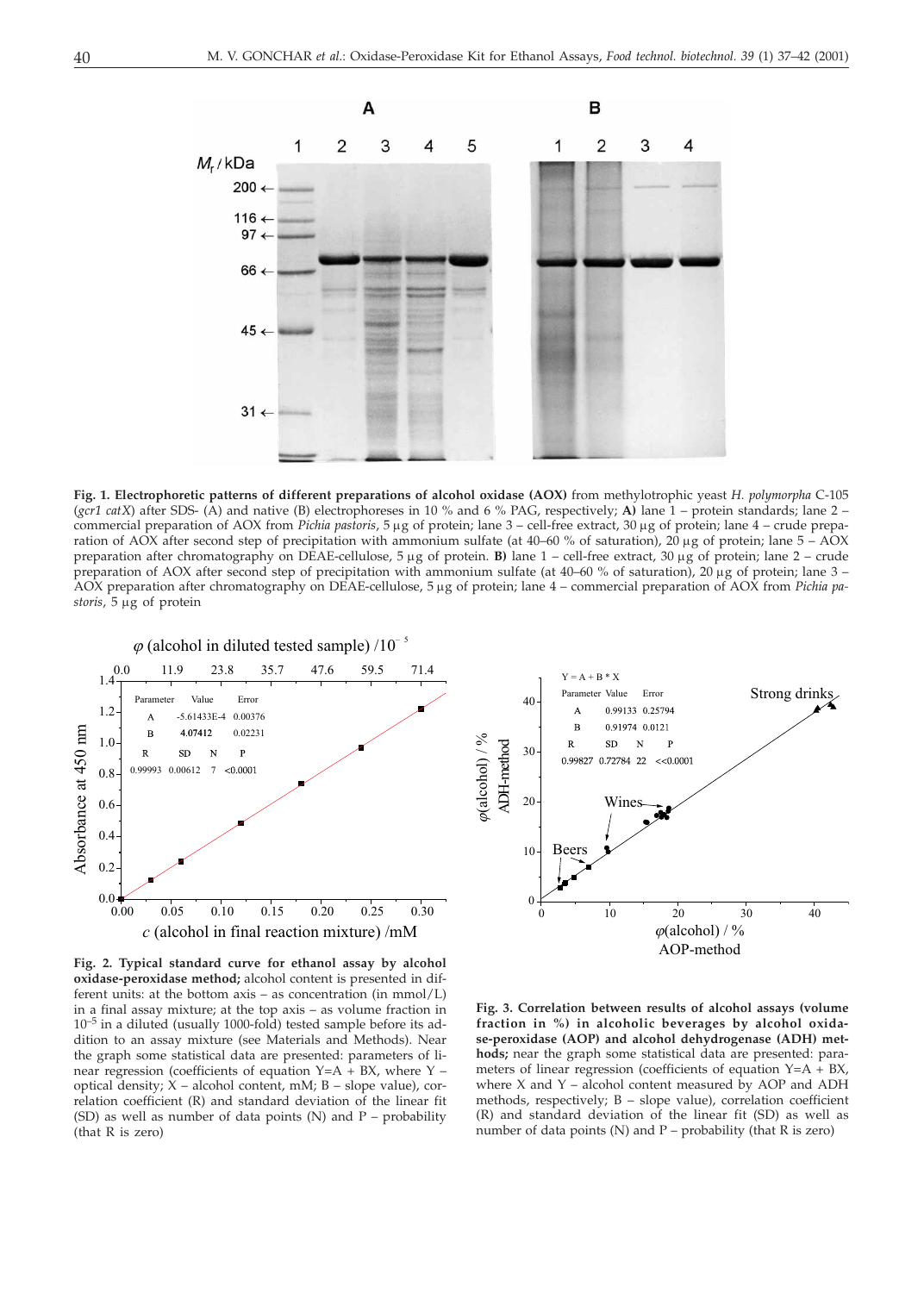**Fig. 1. Electrophoretic patterns of different preparations of alcohol oxidase (AOX)** from methylotrophic yeast *H. polymorpha* C-105 (*gcr1 catX*) after SDS- (A) and native (B) electrophoreses in 10 % and 6 % PAG, respectively; **A)** lane 1 – protein standards; lane 2 – commercial preparation of AOX from *Pichia pastoris*, 5 µg of protein; lane 3 – cell-free extract, 30 µg of protein; lane 4 – crude preparation of AOX after second step of precipitation with ammonium sulfate (at 40–60 % of saturation), 20 µg of protein; lane 5 – AOX preparation after chromatography on DEAE-cellulose, 5 µg of protein. **B)** lane 1 – cell-free extract, 30 µg of protein; lane 2 – crude preparation of AOX after second step of precipitation with ammonium sulfate (at 40–60 % of saturation), 20 µg of protein; lane 3 – AOX preparation after chromatography on DEAE-cellulose, 5 µg of protein; lane 4 – commercial preparation of AOX from *Pichia pastoris*, 5 µg of protein

**Fig. 2. Typical standard curve for ethanol assay by alcohol oxidase-peroxidase method;** alcohol content is presented in different units: at the bottom axis – as concentration (in mmol/L) in a final assay mixture; at the top axis – as volume fraction in $10^{-5}$ in a diluted (usually 1000-fold) tested sample before its addition to an assay mixture (see Materials and Methods). Near the graph some statistical data are presented: parameters of linear regression (coefficients of equation Y=A + BX, where Y – optical density; X – alcohol content, mM; B – slope value), correlation coefficient (R) and standard deviation of the linear fit (SD) as well as number of data points (N) and P – probability (that R is zero)

**Fig. 3. Correlation between results of alcohol assays (volume fraction in %) in alcoholic beverages by alcohol oxidase-peroxidase (AOP) and alcohol dehydrogenase (ADH) methods;** near the graph some statistical data are presented: parameters of linear regression (coefficients of equation Y=A + BX, where X and Y – alcohol content measured by AOP and ADH methods, respectively; B – slope value), correlation coefficient (R) and standard deviation of the linear fit (SD) as well as number of data points (N) and P – probability (that R is zero)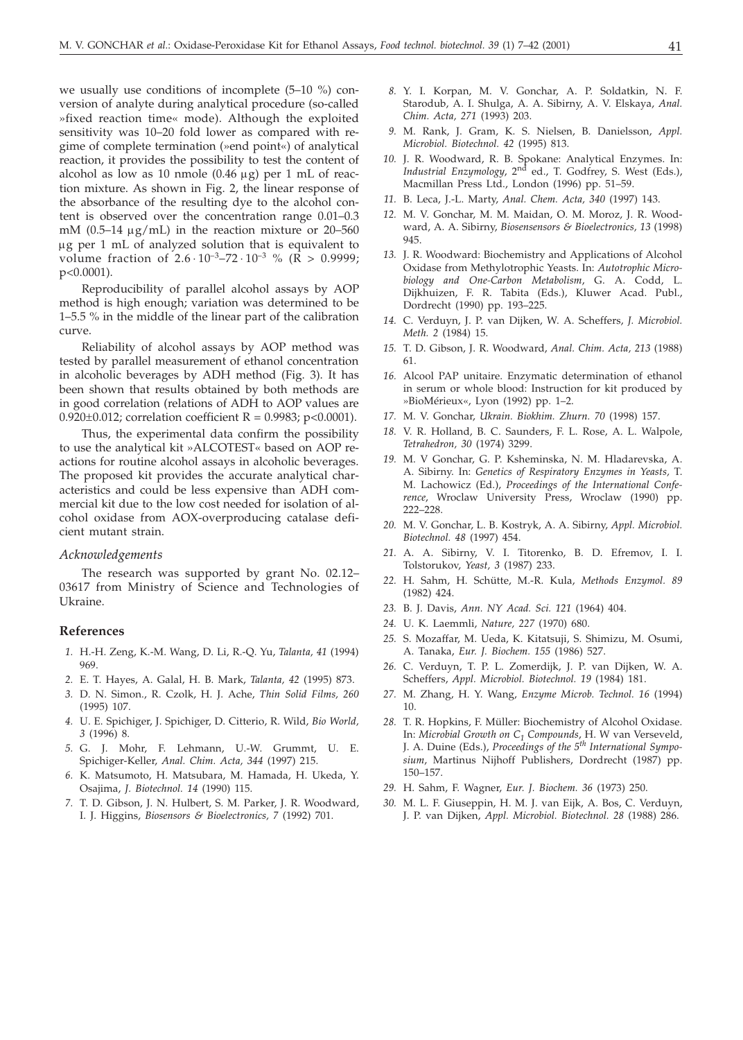we usually use conditions of incomplete (5–10 %) conversion of analyte during analytical procedure (so-called »fixed reaction time« mode). Although the exploited sensitivity was 10–20 fold lower as compared with regime of complete termination (»end point«) of analytical reaction, it provides the possibility to test the content of alcohol as low as 10 nmole (0.46 μg) per 1 mL of reaction mixture. As shown in Fig. 2, the linear response of the absorbance of the resulting dye to the alcohol content is observed over the concentration range 0.01–0.3 mM (0.5–14 μg/mL) in the reaction mixture or 20–560 μg per 1 mL of analyzed solution that is equivalent to volume fraction of $2.6 \cdot 10^{-3}$–$72 \cdot 10^{-3}$ % ($R > 0.9999$; $p<0.0001$).

Reproducibility of parallel alcohol assays by AOP method is high enough; variation was determined to be 1–5.5 % in the middle of the linear part of the calibration curve.

Reliability of alcohol assays by AOP method was tested by parallel measurement of ethanol concentration in alcoholic beverages by ADH method (Fig. 3). It has been shown that results obtained by both methods are in good correlation (relations of ADH to AOP values are 0.920±0.012; correlation coefficient $R = 0.9983$; $p<0.0001$).

Thus, the experimental data confirm the possibility to use the analytical kit »ALCOTEST« based on AOP reactions for routine alcohol assays in alcoholic beverages. The proposed kit provides the accurate analytical characteristics and could be less expensive than ADH commercial kit due to the low cost needed for isolation of alcohol oxidase from AOX-overproducing catalase deficient mutant strain.

### *Acknowledgements*

The research was supported by grant No. 02.12–03617 from Ministry of Science and Technologies of Ukraine.

## References

1. H.-H. Zeng, K.-M. Wang, D. Li, R.-Q. Yu, *Talanta, 41* (1994) 969.
2. E. T. Hayes, A. Galal, H. B. Mark, *Talanta, 42* (1995) 873.
3. D. N. Simon., R. Czolk, H. J. Ache, *Thin Solid Films, 260* (1995) 107.
4. U. E. Spichiger, J. Spichiger, D. Citterio, R. Wild, *Bio World, 3* (1996) 8.
5. G. J. Mohr, F. Lehmann, U.-W. Grummt, U. E. Spichiger-Keller, *Anal. Chim. Acta, 344* (1997) 215.
6. K. Matsumoto, H. Matsubara, M. Hamada, H. Ukeda, Y. Osajima, *J. Biotechnol. 14* (1990) 115.
7. T. D. Gibson, J. N. Hulbert, S. M. Parker, J. R. Woodward, I. J. Higgins, *Biosensors & Bioelectronics, 7* (1992) 701.
8. Y. I. Korpan, M. V. Gonchar, A. P. Soldatkin, N. F. Starodub, A. I. Shulga, A. A. Sibirny, A. V. Elskaya, *Anal. Chim. Acta, 271* (1993) 203.
9. M. Rank, J. Gram, K. S. Nielsen, B. Danielsson, *Appl. Microbiol. Biotechnol. 42* (1995) 813.
10. J. R. Woodward, R. B. Spokane: Analytical Enzymes. In: *Industrial Enzymology*, 2nd ed., T. Godfrey, S. West (Eds.), Macmillan Press Ltd., London (1996) pp. 51–59.
11. B. Leca, J.-L. Marty, *Anal. Chem. Acta, 340* (1997) 143.
12. M. V. Gonchar, M. M. Maidan, O. M. Moroz, J. R. Woodward, A. A. Sibirny, *Biosensensors & Bioelectronics, 13* (1998) 945.
13. J. R. Woodward: Biochemistry and Applications of Alcohol Oxidase from Methylotrophic Yeasts. In: *Autotrophic Microbiology and One-Carbon Metabolism*, G. A. Codd, L. Dijkhuizen, F. R. Tabita (Eds.), Kluwer Acad. Publ., Dordrecht (1990) pp. 193–225.
14. C. Verduyn, J. P. van Dijken, W. A. Scheffers, *J. Microbiol. Meth. 2* (1984) 15.
15. T. D. Gibson, J. R. Woodward, *Anal. Chim. Acta, 213* (1988) 61.
16. Alcool PAP unitaire. Enzymatic determination of ethanol in serum or whole blood: Instruction for kit produced by »BioMérieux«, Lyon (1992) pp. 1–2.
17. M. V. Gonchar, *Ukrain. Biokhim. Zhurn. 70* (1998) 157.
18. V. R. Holland, B. C. Saunders, F. L. Rose, A. L. Walpole, *Tetrahedron, 30* (1974) 3299.
19. M. V Gonchar, G. P. Ksheminska, N. M. Hladarevska, A. A. Sibirny. In: *Genetics of Respiratory Enzymes in Yeasts,* T. M. Lachowicz (Ed.), *Proceedings of the International Conference*, Wroclaw University Press, Wroclaw (1990) pp. 222–228.
20. M. V. Gonchar, L. B. Kostryk, A. A. Sibirny, *Appl. Microbiol. Biotechnol. 48* (1997) 454.
21. A. A. Sibirny, V. I. Titorenko, B. D. Efremov, I. I. Tolstorukov, *Yeast, 3* (1987) 233.
22. H. Sahm, H. Schütte, M.-R. Kula, *Methods Enzymol. 89* (1982) 424.
23. B. J. Davis, *Ann. NY Acad. Sci. 121* (1964) 404.
24. U. K. Laemmli, *Nature, 227* (1970) 680.
25. S. Mozaffar, M. Ueda, K. Kitatsuji, S. Shimizu, M. Osumi, A. Tanaka, *Eur. J. Biochem. 155* (1986) 527.
26. C. Verduyn, T. P. L. Zomerdijk, J. P. van Dijken, W. A. Scheffers, *Appl. Microbiol. Biotechnol. 19* (1984) 181.
27. M. Zhang, H. Y. Wang, *Enzyme Microb. Technol. 16* (1994) 10.
28. T. R. Hopkins, F. Müller: Biochemistry of Alcohol Oxidase. In: *Microbial Growth on $C_1$ Compounds*, H. W van Verseveld, J. A. Duine (Eds.), *Proceedings of the 5th International Symposium*, Martinus Nijhoff Publishers, Dordrecht (1987) pp. 150–157.
29. H. Sahm, F. Wagner, *Eur. J. Biochem. 36* (1973) 250.
30. M. L. F. Giuseppin, H. M. J. van Eijk, A. Bos, C. Verduyn, J. P. van Dijken, *Appl. Microbiol. Biotechnol. 28* (1988) 286.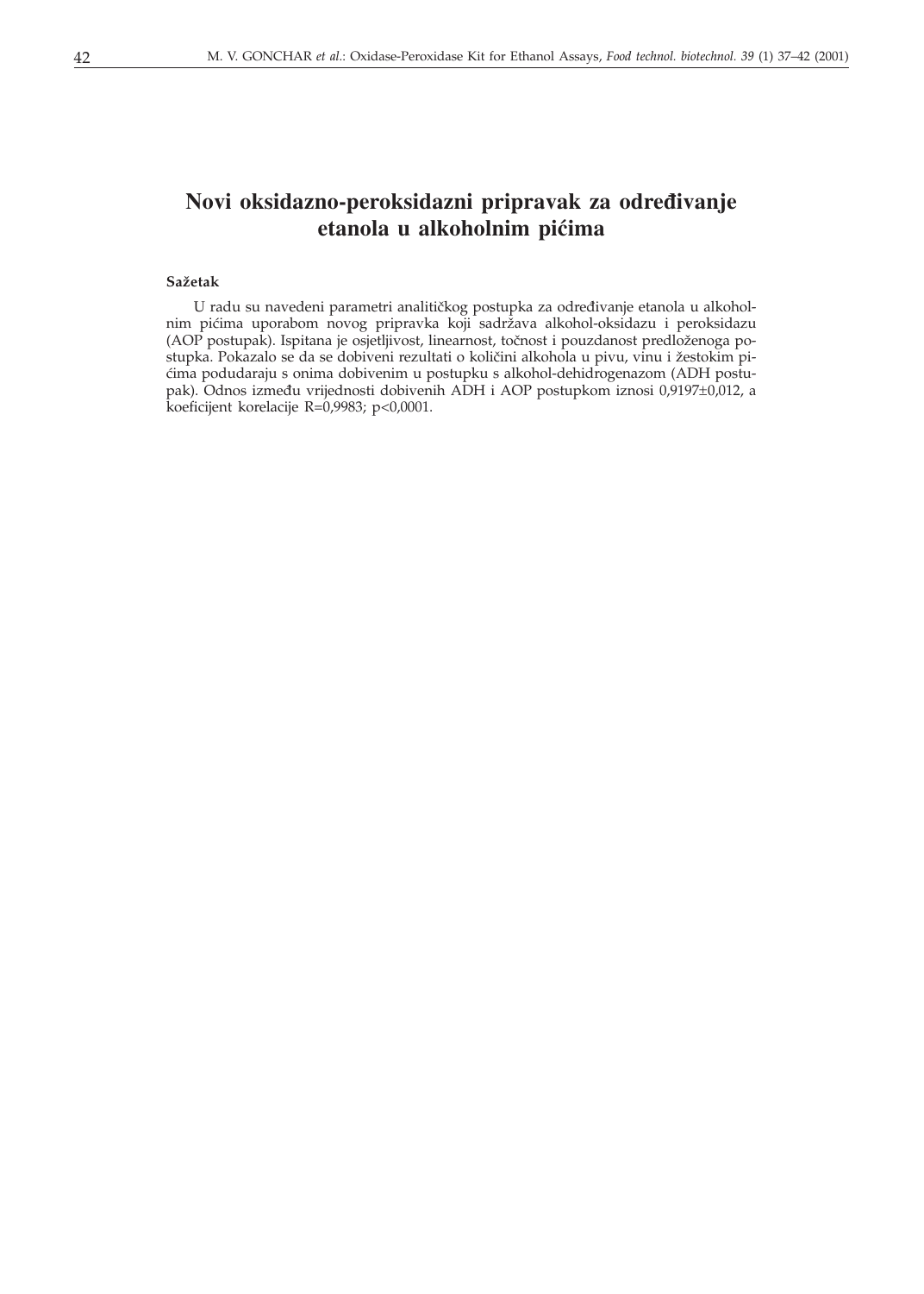# Novi oksidazno-peroksidazni pripravak za određivanje etanola u alkoholnim pićima

### Sažetak

U radu su navedeni parametri analitičkog postupka za određivanje etanola u alkoholnim pićima uporabom novog pripravka koji sadržava alkohol-oksidazu i peroksidazu (AOP postupak). Ispitana je osjetljivost, linearnost, točnost i pouzdanost predloženoga postupka. Pokazalo se da se dobiveni rezultati o količini alkohola u pivu, vinu i žestokim pićima podudaraju s onima dobivenim u postupku s alkohol-dehidrogenazom (ADH postupak). Odnos između vrijednosti dobivenih ADH i AOP postupkom iznosi 0,9197±0,012, a koeficijent korelacije R=0,9983; p<0,0001.